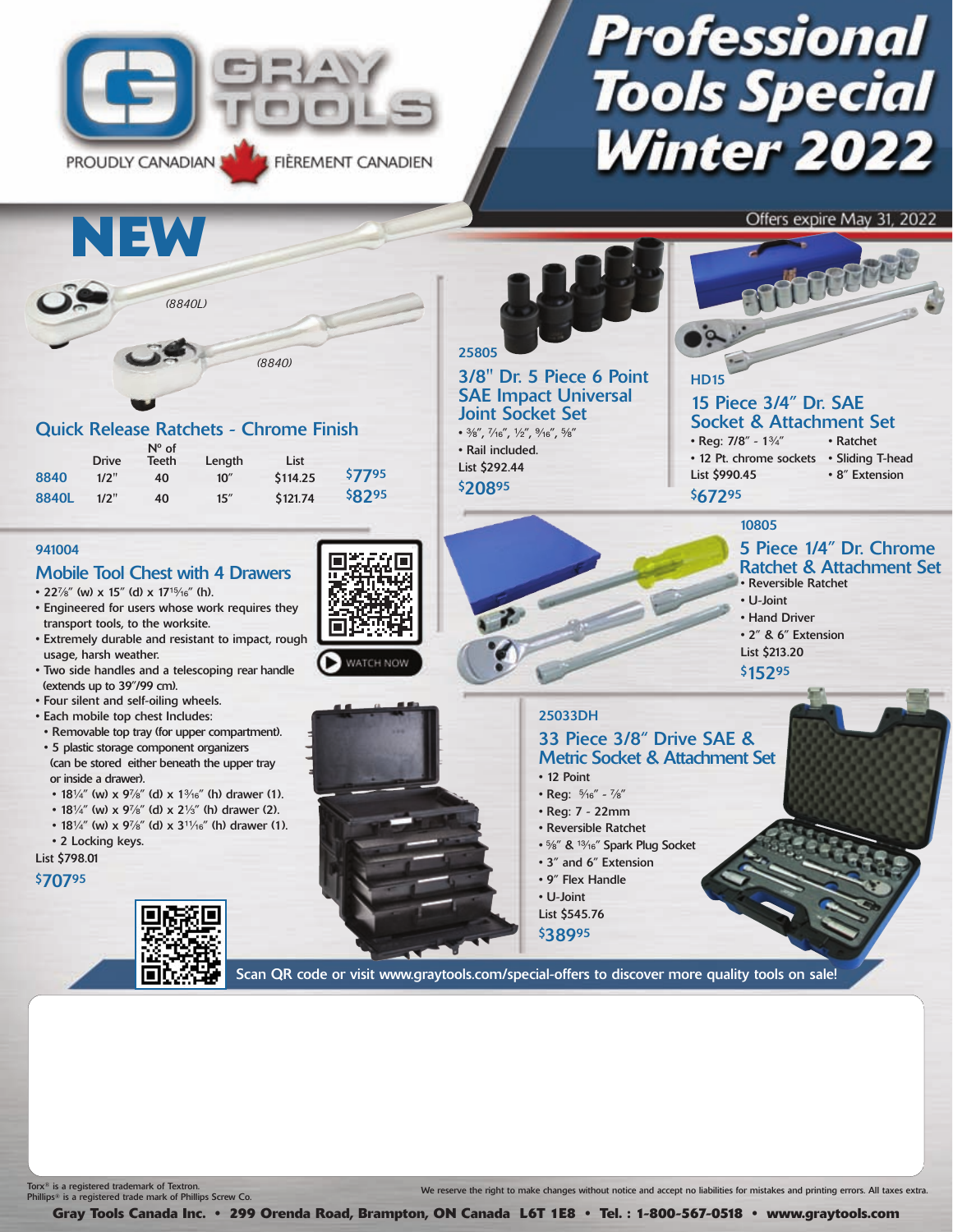# GRAY TOOLS

PROUDLY CANADIAN · FIÈREMENT CANADIEN

# Professional Tools Special Winter 2022

Offers expire May 31, 2022

## NEW

(8840L)

(8840)

### Quick Release Ratchets - Chrome Finish

| | Drive | Nº of Teeth | Length | List | |
|---|---|---|---|---|---|
| **8840** | 1/2" | 40 | 10" | $114.25 | $77.95 |
| **8840L** | 1/2" | 40 | 15" | $121.74 | $82.95 |

**25805**

### 3/8" Dr. 5 Piece 6 Point SAE Impact Universal Joint Socket Set

- 3/8", 7/16", 1/2", 9/16", 5/8"
- Rail included.

List $292.44

**$208.95**

**HD15**

### 15 Piece 3/4" Dr. SAE Socket & Attachment Set

- Reg: 7/8" - 1 3/4"
- 12 Pt. chrome sockets
- Ratchet
- Sliding T-head
- 8" Extension

List $990.45

**$672.95**

**941004**

### Mobile Tool Chest with 4 Drawers

- 22 7/8" (w) x 15" (d) x 17 15/16" (h).
- Engineered for users whose work requires they transport tools, to the worksite.
- Extremely durable and resistant to impact, rough usage, harsh weather.
- Two side handles and a telescoping rear handle (extends up to 39"/99 cm).
- Four silent and self-oiling wheels.
- Each mobile top chest Includes:
  - Removable top tray (for upper compartment).
  - 5 plastic storage component organizers (can be stored either beneath the upper tray or inside a drawer).
  - 18 1/4" (w) x 9 7/8" (d) x 1 3/16" (h) drawer (1).
  - 18 1/4" (w) x 9 7/8" (d) x 2 1/3" (h) drawer (2).
  - 18 1/4" (w) x 9 7/8" (d) x 3 11/16" (h) drawer (1).
  - 2 Locking keys.

List $798.01

**$707.95**

WATCH NOW

**10805**

### 5 Piece 1/4" Dr. Chrome Ratchet & Attachment Set

- Reversible Ratchet
- U-Joint
- Hand Driver
- 2" & 6" Extension

List $213.20

**$152.95**

**25033DH**

### 33 Piece 3/8" Drive SAE & Metric Socket & Attachment Set

- 12 Point
- Reg: 5/16" - 7/8"
- Reg: 7 - 22mm
- Reversible Ratchet
- 5/8" & 13/16" Spark Plug Socket
- 3" and 6" Extension
- 9" Flex Handle
- U-Joint

List $545.76

**$389.95**

Scan QR code or visit www.graytools.com/special-offers to discover more quality tools on sale!

Torx® is a registered trademark of Textron.
Phillips® is a registered trade mark of Phillips Screw Co.

We reserve the right to make changes without notice and accept no liabilities for mistakes and printing errors. All taxes extra.

**Gray Tools Canada Inc. • 299 Orenda Road, Brampton, ON Canada L6T 1E8 • Tel. : 1-800-567-0518 • www.graytools.com**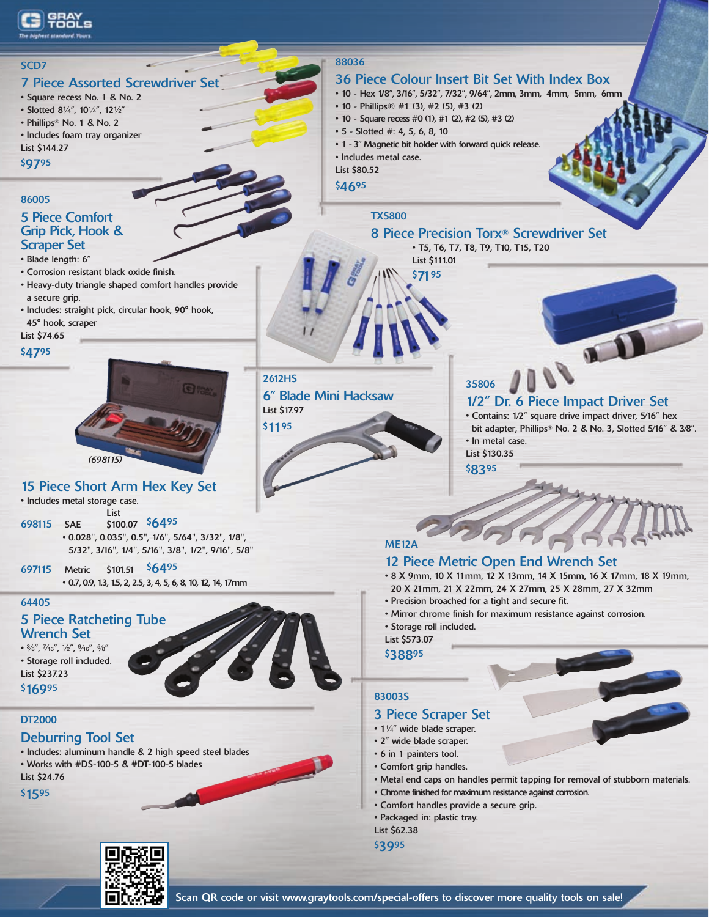GRAY TOOLS
The highest standard. Yours.

SCD7

## 7 Piece Assorted Screwdriver Set

- Square recess No. 1 & No. 2
- Slotted 8¼", 10¼", 12½"
- Phillips® No. 1 & No. 2
- Includes foam tray organizer

List $144.27

$97.95

88036

## 36 Piece Colour Insert Bit Set With Index Box

- 10 - Hex 1/8", 3/16", 5/32", 7/32", 9/64", 2mm, 3mm, 4mm, 5mm, 6mm
- 10 - Phillips® #1 (3), #2 (5), #3 (2)
- 10 - Square recess #0 (1), #1 (2), #2 (5), #3 (2)
- 5 - Slotted #: 4, 5, 6, 8, 10
- 1 - 3" Magnetic bit holder with forward quick release.
- Includes metal case.

List $80.52

$46.95

86005

## 5 Piece Comfort Grip Pick, Hook & Scraper Set

- Blade length: 6"
- Corrosion resistant black oxide finish.
- Heavy-duty triangle shaped comfort handles provide a secure grip.
- Includes: straight pick, circular hook, 90° hook, 45° hook, scraper

List $74.65

$47.95

TXS800

## 8 Piece Precision Torx® Screwdriver Set

- T5, T6, T7, T8, T9, T10, T15, T20

List $111.01

$71.95

(698115)

## 15 Piece Short Arm Hex Key Set

- Includes metal storage case.

698115 SAE List $100.07 $64.95

- 0.028", 0.035", 0.5", 1/6", 5/64", 3/32", 1/8", 5/32", 3/16", 1/4", 5/16", 3/8", 1/2", 9/16", 5/8"

697115 Metric $101.51 $64.95

- 0.7, 0.9, 1.3, 1.5, 2, 2.5, 3, 4, 5, 6, 8, 10, 12, 14, 17mm

2612HS

## 6" Blade Mini Hacksaw

List $17.97

$11.95

35806

## 1/2" Dr. 6 Piece Impact Driver Set

- Contains: 1/2" square drive impact driver, 5/16" hex bit adapter, Phillips® No. 2 & No. 3, Slotted 5/16" & 3/8".
- In metal case.

List $130.35

$83.95

ME12A

## 12 Piece Metric Open End Wrench Set

- 8 X 9mm, 10 X 11mm, 12 X 13mm, 14 X 15mm, 16 X 17mm, 18 X 19mm, 20 X 21mm, 21 X 22mm, 24 X 27mm, 25 X 28mm, 27 X 32mm
- Precision broached for a tight and secure fit.
- Mirror chrome finish for maximum resistance against corrosion.
- Storage roll included.

List $573.07

$388.95

64405

## 5 Piece Ratcheting Tube Wrench Set

- ⅜", ⁷⁄₁₆", ½", ⁹⁄₁₆", ⅝"
- Storage roll included.

List $237.23

$169.95

83003S

## 3 Piece Scraper Set

- 1¼" wide blade scraper.
- 2" wide blade scraper.
- 6 in 1 painters tool.
- Comfort grip handles.
- Metal end caps on handles permit tapping for removal of stubborn materials.
- Chrome finished for maximum resistance against corrosion.
- Comfort handles provide a secure grip.
- Packaged in: plastic tray.

List $62.38

$39.95

DT2000

## Deburring Tool Set

- Includes: aluminum handle & 2 high speed steel blades
- Works with #DS-100-5 & #DT-100-5 blades

List $24.76

$15.95

Scan QR code or visit www.graytools.com/special-offers to discover more quality tools on sale!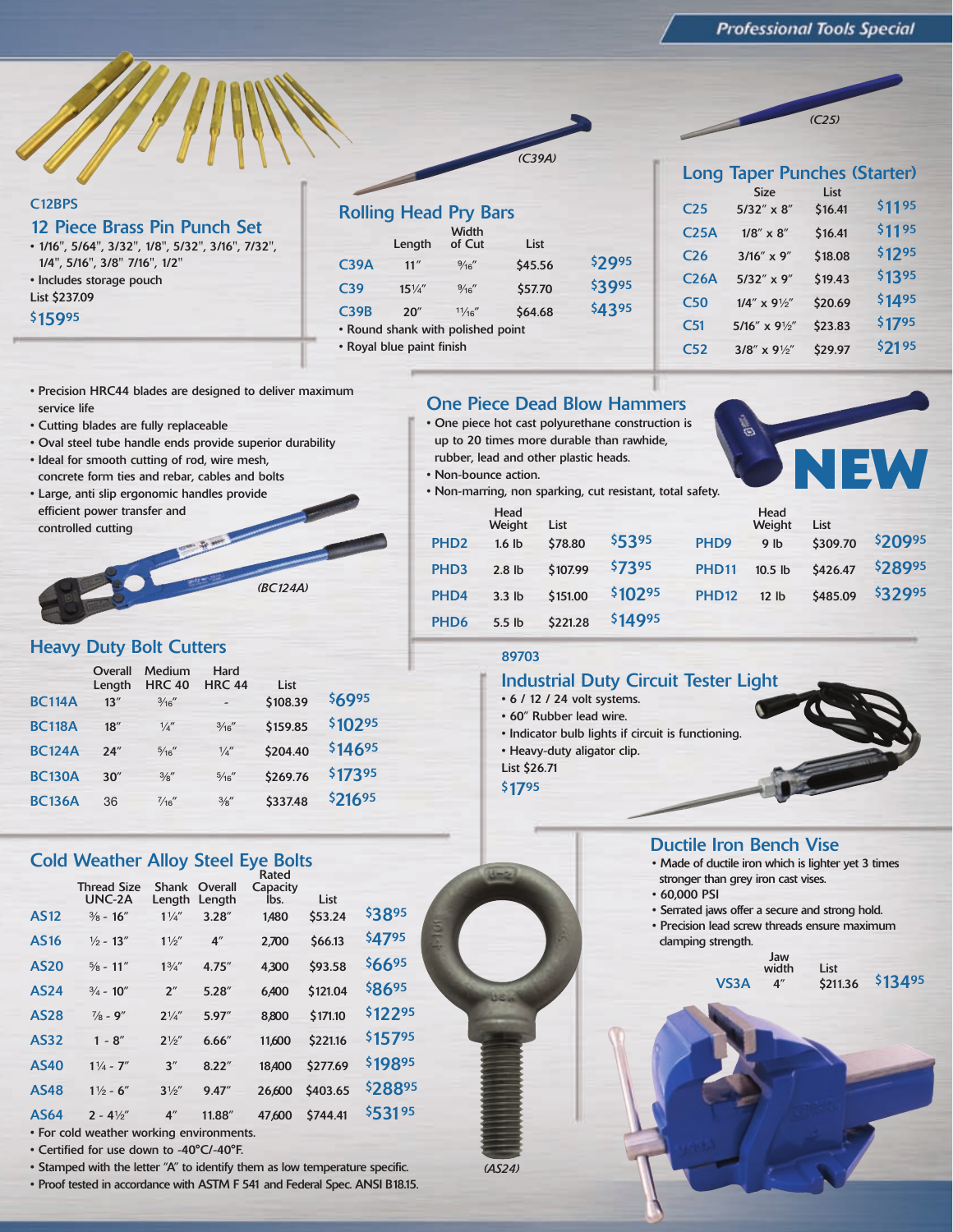## C12BPS

## 12 Piece Brass Pin Punch Set

- 1/16", 5/64", 3/32", 1/8", 5/32", 3/16", 7/32", 1/4", 5/16", 3/8" 7/16", 1/2"
- Includes storage pouch

List $237.09

$159.95

(C39A)

## Rolling Head Pry Bars

| | Length | Width of Cut | List | |
|---|---|---|---|---|
| C39A | 11″ | 9/16″ | $45.56 | $29.95 |
| C39 | 15¼″ | 9/16″ | $57.70 | $39.95 |
| C39B | 20″ | 11/16″ | $64.68 | $43.95 |

- Round shank with polished point
- Royal blue paint finish

(C25)

## Long Taper Punches (Starter)

| | Size | List | |
|---|---|---|---|
| C25 | 5/32″ x 8″ | $16.41 | $11.95 |
| C25A | 1/8″ x 8″ | $16.41 | $11.95 |
| C26 | 3/16″ x 9″ | $18.08 | $12.95 |
| C26A | 5/32″ x 9″ | $19.43 | $13.95 |
| C50 | 1/4″ x 9½″ | $20.69 | $14.95 |
| C51 | 5/16″ x 9½″ | $23.83 | $17.95 |
| C52 | 3/8″ x 9½″ | $29.97 | $21.95 |

- Precision HRC44 blades are designed to deliver maximum service life
- Cutting blades are fully replaceable
- Oval steel tube handle ends provide superior durability
- Ideal for smooth cutting of rod, wire mesh, concrete form ties and rebar, cables and bolts
- Large, anti slip ergonomic handles provide efficient power transfer and controlled cutting

(BC124A)

## Heavy Duty Bolt Cutters

| | Overall Length | Medium HRC 40 | Hard HRC 44 | List | |
|---|---|---|---|---|---|
| BC114A | 13″ | 3/16″ | - | $108.39 | $69.95 |
| BC118A | 18″ | 1/4″ | 3/16″ | $159.85 | $102.95 |
| BC124A | 24″ | 5/16″ | 1/4″ | $204.40 | $146.95 |
| BC130A | 30″ | 3/8″ | 5/16″ | $269.76 | $173.95 |
| BC136A | 36 | 7/16″ | 3/8″ | $337.48 | $216.95 |

## One Piece Dead Blow Hammers

NEW

- One piece hot cast polyurethane construction is up to 20 times more durable than rawhide, rubber, lead and other plastic heads.
- Non-bounce action.
- Non-marring, non sparking, cut resistant, total safety.

| | Head Weight | List | |
|---|---|---|---|
| PHD2 | 1.6 lb | $78.80 | $53.95 |
| PHD3 | 2.8 lb | $107.99 | $73.95 |
| PHD4 | 3.3 lb | $151.00 | $102.95 |
| PHD6 | 5.5 lb | $221.28 | $149.95 |
| PHD9 | 9 lb | $309.70 | $209.95 |
| PHD11 | 10.5 lb | $426.47 | $289.95 |
| PHD12 | 12 lb | $485.09 | $329.95 |

## 89703

## Industrial Duty Circuit Tester Light

- 6 / 12 / 24 volt systems.
- 60″ Rubber lead wire.
- Indicator bulb lights if circuit is functioning.
- Heavy-duty aligator clip.

List $26.71

$17.95

## Cold Weather Alloy Steel Eye Bolts

| | Thread Size UNC-2A | Shank Length | Overall Length | Rated Capacity lbs. | List | |
|---|---|---|---|---|---|---|
| AS12 | 3/8 - 16″ | 1¼″ | 3.28″ | 1,480 | $53.24 | $38.95 |
| AS16 | ½ - 13″ | 1½″ | 4″ | 2,700 | $66.13 | $47.95 |
| AS20 | 5/8 - 11″ | 1¾″ | 4.75″ | 4,300 | $93.58 | $66.95 |
| AS24 | ¾ - 10″ | 2″ | 5.28″ | 6,400 | $121.04 | $86.95 |
| AS28 | 7/8 - 9″ | 2¼″ | 5.97″ | 8,800 | $171.10 | $122.95 |
| AS32 | 1 - 8″ | 2½″ | 6.66″ | 11,600 | $221.16 | $157.95 |
| AS40 | 1¼ - 7″ | 3″ | 8.22″ | 18,400 | $277.69 | $198.95 |
| AS48 | 1½ - 6″ | 3½″ | 9.47″ | 26,600 | $403.65 | $288.95 |
| AS64 | 2 - 4½″ | 4″ | 11.88″ | 47,600 | $744.41 | $531.95 |

- For cold weather working environments.
- Certified for use down to -40°C/-40°F.
- Stamped with the letter "A" to identify them as low temperature specific.
- Proof tested in accordance with ASTM F 541 and Federal Spec. ANSI B18.15.

(AS24)

## Ductile Iron Bench Vise

- Made of ductile iron which is lighter yet 3 times stronger than grey iron cast vises.
- 60,000 PSI
- Serrated jaws offer a secure and strong hold.
- Precision lead screw threads ensure maximum clamping strength.

| | Jaw width | List | |
|---|---|---|---|
| VS3A | 4″ | $211.36 | $134.95 |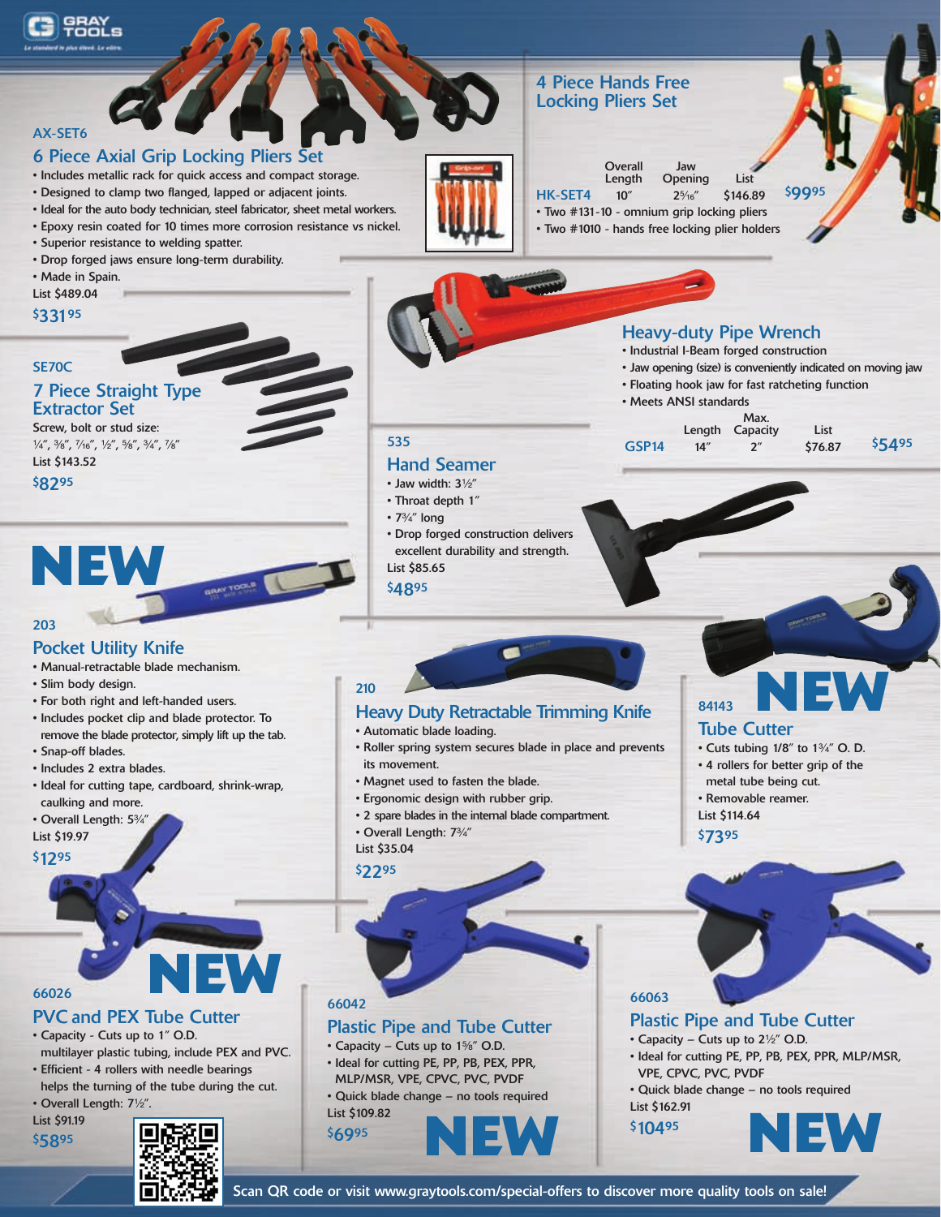GRAY TOOLS

Le standard le plus élevé. Le vôtre.

AX-SET6

## 6 Piece Axial Grip Locking Pliers Set

- Includes metallic rack for quick access and compact storage.
- Designed to clamp two flanged, lapped or adjacent joints.
- Ideal for the auto body technician, steel fabricator, sheet metal workers.
- Epoxy resin coated for 10 times more corrosion resistance vs nickel.
- Superior resistance to welding spatter.
- Drop forged jaws ensure long-term durability.
- Made in Spain.

List $489.04

$331.95

## 4 Piece Hands Free Locking Pliers Set

| | Overall Length | Jaw Opening | List | |
|---|---|---|---|---|
| HK-SET4 | 10″ | 2⁵⁄₁₆″ | $146.89 | $99.95 |

- Two #131-10 - omnium grip locking pliers
- Two #1010 - hands free locking plier holders

SE70C

## 7 Piece Straight Type Extractor Set

Screw, bolt or stud size:
¼″, ⁵⁄₁₆″, ⅜″, ⁷⁄₁₆″, ½″, ⅝″, ¾″, ⅞″

List $143.52

$82.95

## Heavy-duty Pipe Wrench

- Industrial I-Beam forged construction
- Jaw opening (size) is conveniently indicated on moving jaw
- Floating hook jaw for fast ratcheting function
- Meets ANSI standards

| | Length | Max. Capacity | List | |
|---|---|---|---|---|
| GSP14 | 14″ | 2″ | $76.87 | $54.95 |

535

## Hand Seamer

- Jaw width: 3½″
- Throat depth 1″
- 7¾″ long
- Drop forged construction delivers excellent durability and strength.

List $85.65

$48.95

NEW

203

## Pocket Utility Knife

- Manual-retractable blade mechanism.
- Slim body design.
- For both right and left-handed users.
- Includes pocket clip and blade protector. To remove the blade protector, simply lift up the tab.
- Snap-off blades.
- Includes 2 extra blades.
- Ideal for cutting tape, cardboard, shrink-wrap, caulking and more.
- Overall Length: 5¾″

List $19.97

$12.95

210

## Heavy Duty Retractable Trimming Knife

- Automatic blade loading.
- Roller spring system secures blade in place and prevents its movement.
- Magnet used to fasten the blade.
- Ergonomic design with rubber grip.
- 2 spare blades in the internal blade compartment.
- Overall Length: 7¾″

List $35.04

$22.95

84143 NEW

## Tube Cutter

- Cuts tubing 1/8″ to 1¾″ O. D.
- 4 rollers for better grip of the metal tube being cut.
- Removable reamer.

List $114.64

$73.95

NEW

66026

## PVC and PEX Tube Cutter

- Capacity - Cuts up to 1″ O.D. multilayer plastic tubing, include PEX and PVC.
- Efficient - 4 rollers with needle bearings helps the turning of the tube during the cut.
- Overall Length: 7½″.

List $91.19

$58.95

66042

## Plastic Pipe and Tube Cutter

- Capacity – Cuts up to 1⅝″ O.D.
- Ideal for cutting PE, PP, PB, PEX, PPR, MLP/MSR, VPE, CPVC, PVC, PVDF
- Quick blade change – no tools required

List $109.82

$69.95

NEW

66063

## Plastic Pipe and Tube Cutter

- Capacity – Cuts up to 2½″ O.D.
- Ideal for cutting PE, PP, PB, PEX, PPR, MLP/MSR, VPE, CPVC, PVC, PVDF
- Quick blade change – no tools required

List $162.91

$104.95

NEW

Scan QR code or visit www.graytools.com/special-offers to discover more quality tools on sale!